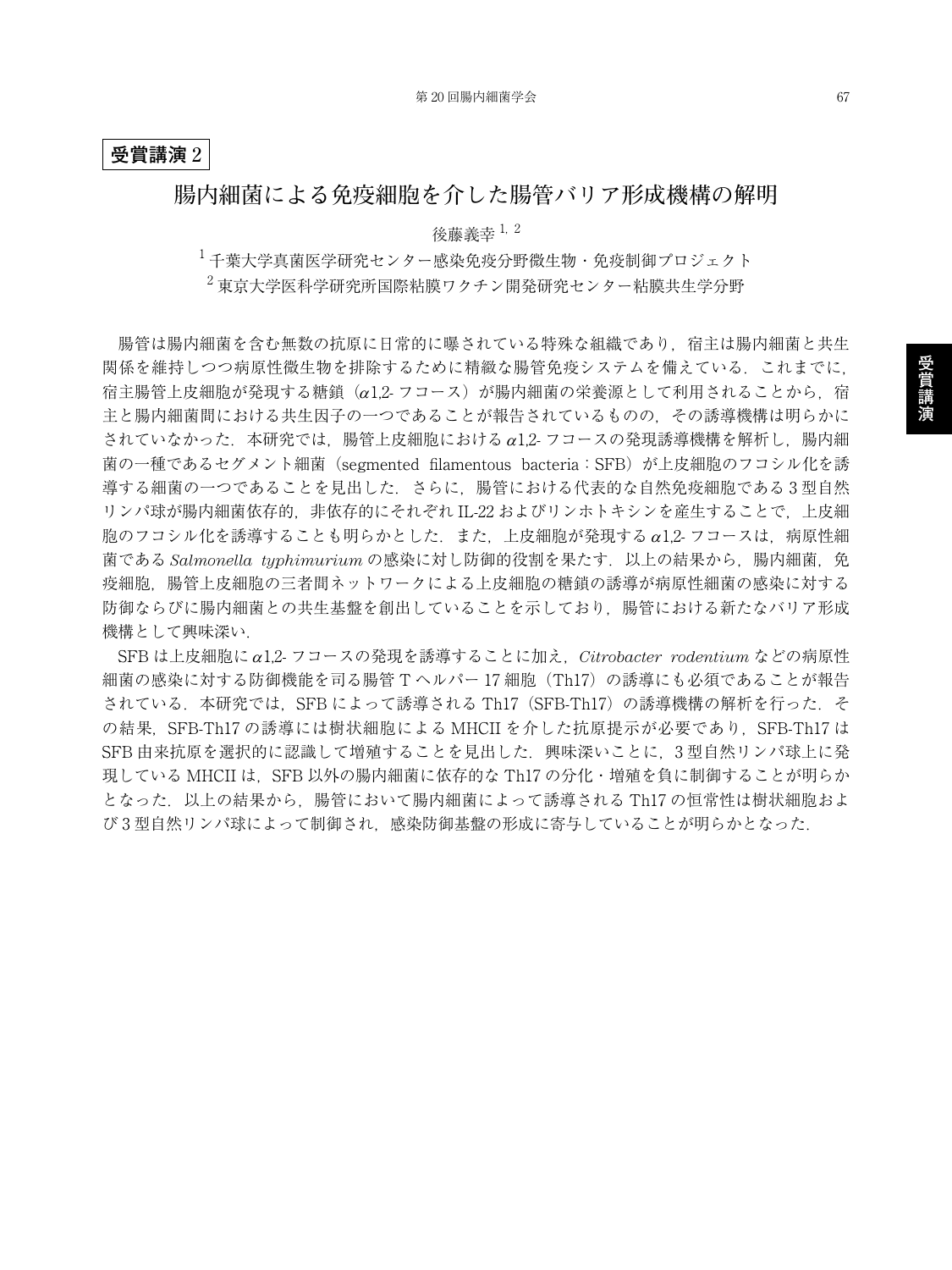**受賞講演 2**

# 腸内細菌による免疫細胞を介した腸管バリア形成機構の解明

後藤義幸[1, 2]

[1] 千葉大学真菌医学研究センター感染免疫分野微生物・免疫制御プロジェクト

[2] 東京大学医科学研究所国際粘膜ワクチン開発研究センター粘膜共生学分野

腸管は腸内細菌を含む無数の抗原に日常的に曝されている特殊な組織であり，宿主は腸内細菌と共生関係を維持しつつ病原性微生物を排除するために精緻な腸管免疫システムを備えている．これまでに，宿主腸管上皮細胞が発現する糖鎖（$\alpha$1,2- フコース）が腸内細菌の栄養源として利用されることから，宿主と腸内細菌間における共生因子の一つであることが報告されているものの，その誘導機構は明らかにされていなかった．本研究では，腸管上皮細胞における $\alpha$1,2- フコースの発現誘導機構を解析し，腸内細菌の一種であるセグメント細菌（segmented filamentous bacteria：SFB）が上皮細胞のフコシル化を誘導する細菌の一つであることを見出した．さらに，腸管における代表的な自然免疫細胞である 3 型自然リンパ球が腸内細菌依存的，非依存的にそれぞれ IL-22 およびリンホトキシンを産生することで，上皮細胞のフコシル化を誘導することも明らかとした．また，上皮細胞が発現する $\alpha$1,2- フコースは，病原性細菌である *Salmonella typhimurium* の感染に対し防御的役割を果たす．以上の結果から，腸内細菌，免疫細胞，腸管上皮細胞の三者間ネットワークによる上皮細胞の糖鎖の誘導が病原性細菌の感染に対する防御ならびに腸内細菌との共生基盤を創出していることを示しており，腸管における新たなバリア形成機構として興味深い．

SFB は上皮細胞に $\alpha$1,2- フコースの発現を誘導することに加え，*Citrobacter rodentium* などの病原性細菌の感染に対する防御機能を司る腸管 T ヘルパー 17 細胞（Th17）の誘導にも必須であることが報告されている．本研究では，SFB によって誘導される Th17（SFB-Th17）の誘導機構の解析を行った．その結果，SFB-Th17 の誘導には樹状細胞による MHCII を介した抗原提示が必要であり，SFB-Th17 は SFB 由来抗原を選択的に認識して増殖することを見出した．興味深いことに，3 型自然リンパ球上に発現している MHCII は，SFB 以外の腸内細菌に依存的な Th17 の分化・増殖を負に制御することが明らかとなった．以上の結果から，腸管において腸内細菌によって誘導される Th17 の恒常性は樹状細胞および 3 型自然リンパ球によって制御され，感染防御基盤の形成に寄与していることが明らかとなった．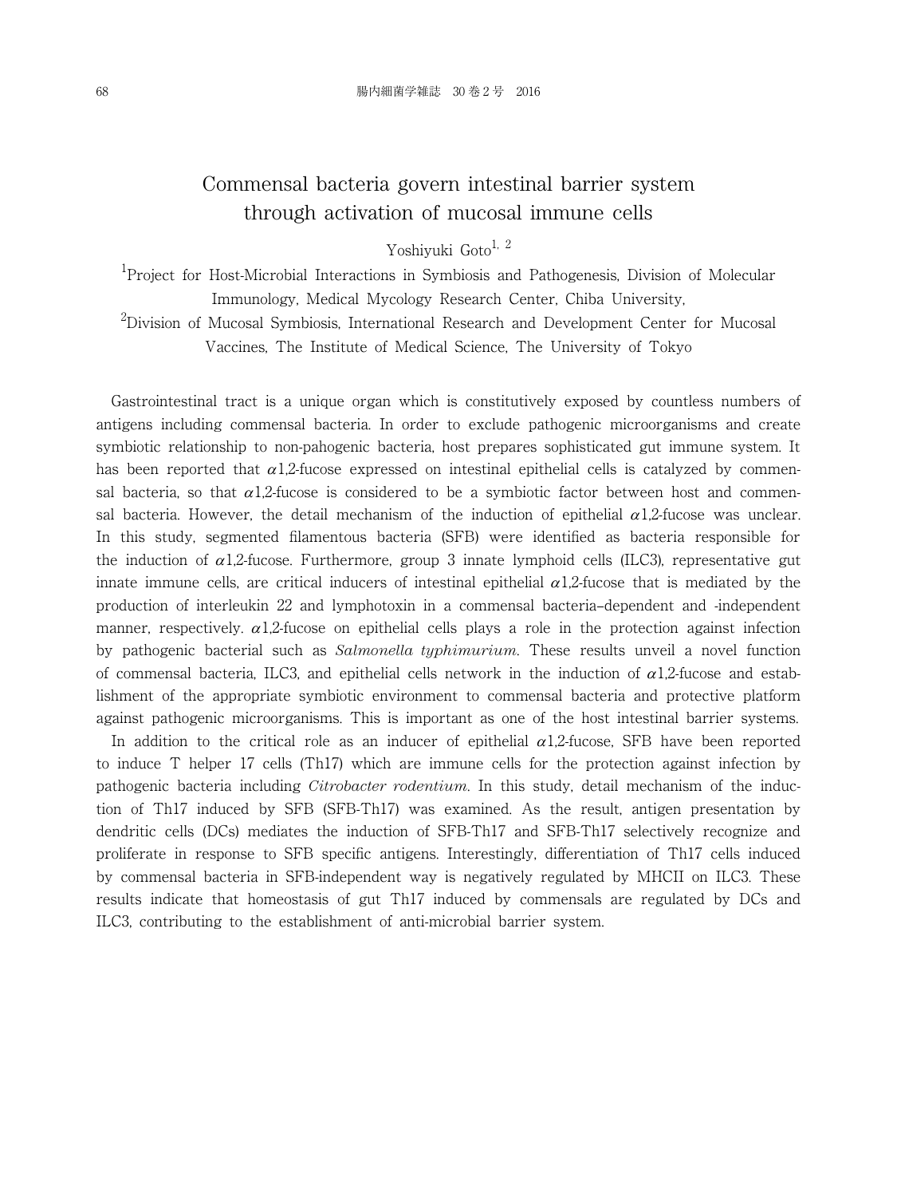# Commensal bacteria govern intestinal barrier system through activation of mucosal immune cells

Yoshiyuki Goto[1, 2]

[1]Project for Host-Microbial Interactions in Symbiosis and Pathogenesis, Division of Molecular Immunology, Medical Mycology Research Center, Chiba University,

[2]Division of Mucosal Symbiosis, International Research and Development Center for Mucosal Vaccines, The Institute of Medical Science, The University of Tokyo

Gastrointestinal tract is a unique organ which is constitutively exposed by countless numbers of antigens including commensal bacteria. In order to exclude pathogenic microorganisms and create symbiotic relationship to non-pahogenic bacteria, host prepares sophisticated gut immune system. It has been reported that $\alpha$1,2-fucose expressed on intestinal epithelial cells is catalyzed by commensal bacteria, so that $\alpha$1,2-fucose is considered to be a symbiotic factor between host and commensal bacteria. However, the detail mechanism of the induction of epithelial $\alpha$1,2-fucose was unclear. In this study, segmented filamentous bacteria (SFB) were identified as bacteria responsible for the induction of $\alpha$1,2-fucose. Furthermore, group 3 innate lymphoid cells (ILC3), representative gut innate immune cells, are critical inducers of intestinal epithelial $\alpha$1,2-fucose that is mediated by the production of interleukin 22 and lymphotoxin in a commensal bacteria–dependent and -independent manner, respectively. $\alpha$1,2-fucose on epithelial cells plays a role in the protection against infection by pathogenic bacterial such as *Salmonella typhimurium*. These results unveil a novel function of commensal bacteria, ILC3, and epithelial cells network in the induction of $\alpha$1,2-fucose and establishment of the appropriate symbiotic environment to commensal bacteria and protective platform against pathogenic microorganisms. This is important as one of the host intestinal barrier systems.

In addition to the critical role as an inducer of epithelial $\alpha$1,2-fucose, SFB have been reported to induce T helper 17 cells (Th17) which are immune cells for the protection against infection by pathogenic bacteria including *Citrobacter rodentium*. In this study, detail mechanism of the induction of Th17 induced by SFB (SFB-Th17) was examined. As the result, antigen presentation by dendritic cells (DCs) mediates the induction of SFB-Th17 and SFB-Th17 selectively recognize and proliferate in response to SFB specific antigens. Interestingly, differentiation of Th17 cells induced by commensal bacteria in SFB-independent way is negatively regulated by MHCII on ILC3. These results indicate that homeostasis of gut Th17 induced by commensals are regulated by DCs and ILC3, contributing to the establishment of anti-microbial barrier system.